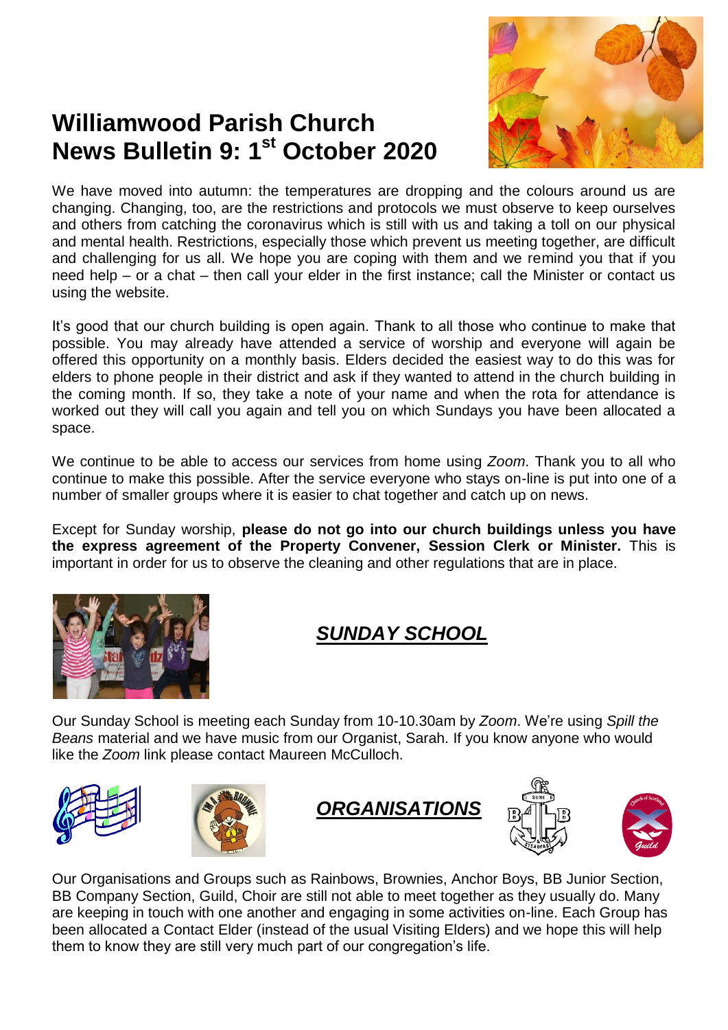# Williamwood Parish Church
# News Bulletin 9: 1st October 2020

We have moved into autumn: the temperatures are dropping and the colours around us are changing. Changing, too, are the restrictions and protocols we must observe to keep ourselves and others from catching the coronavirus which is still with us and taking a toll on our physical and mental health. Restrictions, especially those which prevent us meeting together, are difficult and challenging for us all. We hope you are coping with them and we remind you that if you need help – or a chat – then call your elder in the first instance; call the Minister or contact us using the website.

It's good that our church building is open again. Thank to all those who continue to make that possible. You may already have attended a service of worship and everyone will again be offered this opportunity on a monthly basis. Elders decided the easiest way to do this was for elders to phone people in their district and ask if they wanted to attend in the church building in the coming month. If so, they take a note of your name and when the rota for attendance is worked out they will call you again and tell you on which Sundays you have been allocated a space.

We continue to be able to access our services from home using *Zoom*. Thank you to all who continue to make this possible. After the service everyone who stays on-line is put into one of a number of smaller groups where it is easier to chat together and catch up on news.

Except for Sunday worship, **please do not go into our church buildings unless you have the express agreement of the Property Convener, Session Clerk or Minister.** This is important in order for us to observe the cleaning and other regulations that are in place.

## *SUNDAY SCHOOL*

Our Sunday School is meeting each Sunday from 10-10.30am by *Zoom*. We're using *Spill the Beans* material and we have music from our Organist, Sarah. If you know anyone who would like the *Zoom* link please contact Maureen McCulloch.

## *ORGANISATIONS*

Our Organisations and Groups such as Rainbows, Brownies, Anchor Boys, BB Junior Section, BB Company Section, Guild, Choir are still not able to meet together as they usually do. Many are keeping in touch with one another and engaging in some activities on-line. Each Group has been allocated a Contact Elder (instead of the usual Visiting Elders) and we hope this will help them to know they are still very much part of our congregation's life.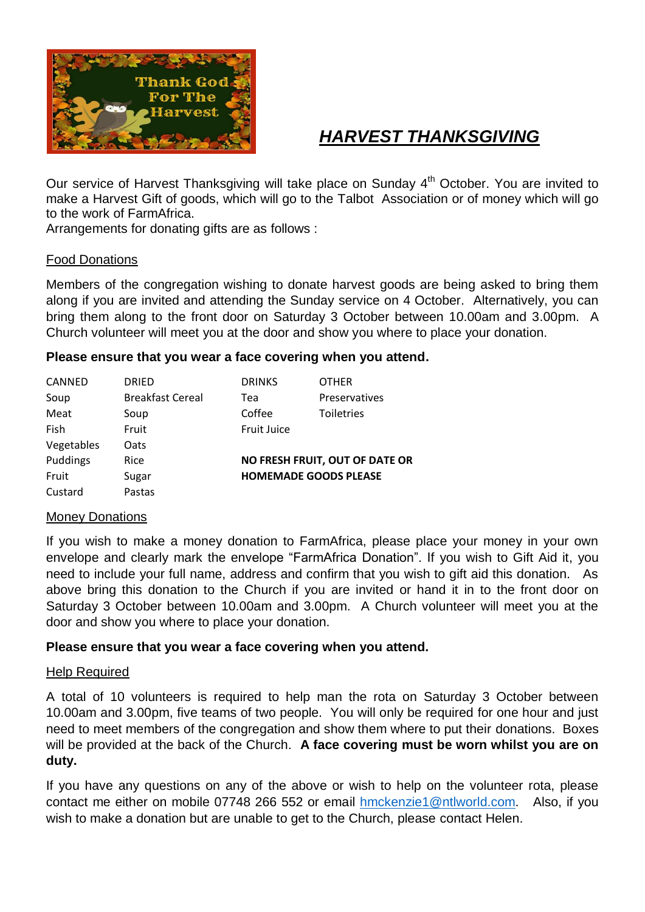## ***HARVEST THANKSGIVING***

Our service of Harvest Thanksgiving will take place on Sunday 4th October. You are invited to make a Harvest Gift of goods, which will go to the Talbot Association or of money which will go to the work of FarmAfrica.

Arrangements for donating gifts are as follows :

### Food Donations

Members of the congregation wishing to donate harvest goods are being asked to bring them along if you are invited and attending the Sunday service on 4 October. Alternatively, you can bring them along to the front door on Saturday 3 October between 10.00am and 3.00pm. A Church volunteer will meet you at the door and show you where to place your donation.

**Please ensure that you wear a face covering when you attend.**

| CANNED | DRIED | DRINKS | OTHER |
|---|---|---|---|
| Soup | Breakfast Cereal | Tea | Preservatives |
| Meat | Soup | Coffee | Toiletries |
| Fish | Fruit | Fruit Juice | |
| Vegetables | Oats | | |
| Puddings | Rice | | |
| Fruit | Sugar | | |
| Custard | Pastas | | |

**NO FRESH FRUIT, OUT OF DATE OR HOMEMADE GOODS PLEASE**

### Money Donations

If you wish to make a money donation to FarmAfrica, please place your money in your own envelope and clearly mark the envelope "FarmAfrica Donation". If you wish to Gift Aid it, you need to include your full name, address and confirm that you wish to gift aid this donation. As above bring this donation to the Church if you are invited or hand it in to the front door on Saturday 3 October between 10.00am and 3.00pm. A Church volunteer will meet you at the door and show you where to place your donation.

**Please ensure that you wear a face covering when you attend.**

### Help Required

A total of 10 volunteers is required to help man the rota on Saturday 3 October between 10.00am and 3.00pm, five teams of two people. You will only be required for one hour and just need to meet members of the congregation and show them where to put their donations. Boxes will be provided at the back of the Church. **A face covering must be worn whilst you are on duty.**

If you have any questions on any of the above or wish to help on the volunteer rota, please contact me either on mobile 07748 266 552 or email hmckenzie1@ntlworld.com. Also, if you wish to make a donation but are unable to get to the Church, please contact Helen.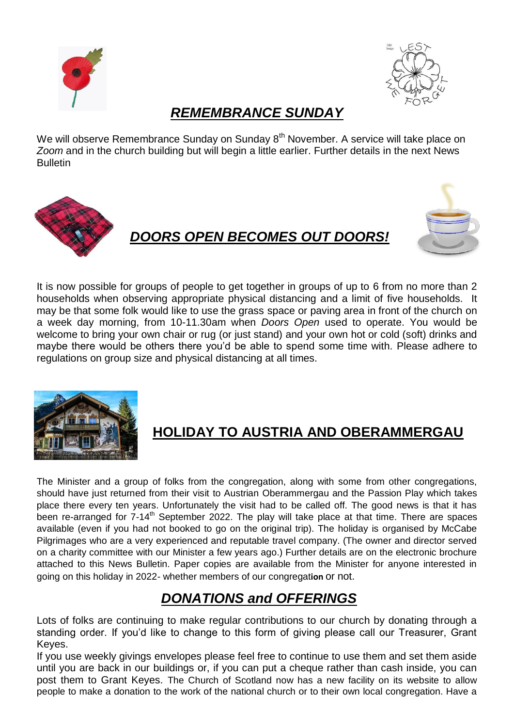## *REMEMBRANCE SUNDAY*

We will observe Remembrance Sunday on Sunday 8th November. A service will take place on *Zoom* and in the church building but will begin a little earlier. Further details in the next News Bulletin

## *DOORS OPEN BECOMES OUT DOORS!*

It is now possible for groups of people to get together in groups of up to 6 from no more than 2 households when observing appropriate physical distancing and a limit of five households. It may be that some folk would like to use the grass space or paving area in front of the church on a week day morning, from 10-11.30am when *Doors Open* used to operate. You would be welcome to bring your own chair or rug (or just stand) and your own hot or cold (soft) drinks and maybe there would be others there you'd be able to spend some time with. Please adhere to regulations on group size and physical distancing at all times.

## HOLIDAY TO AUSTRIA AND OBERAMMERGAU

The Minister and a group of folks from the congregation, along with some from other congregations, should have just returned from their visit to Austrian Oberammergau and the Passion Play which takes place there every ten years. Unfortunately the visit had to be called off. The good news is that it has been re-arranged for 7-14th September 2022. The play will take place at that time. There are spaces available (even if you had not booked to go on the original trip). The holiday is organised by McCabe Pilgrimages who are a very experienced and reputable travel company. (The owner and director served on a charity committee with our Minister a few years ago.) Further details are on the electronic brochure attached to this News Bulletin. Paper copies are available from the Minister for anyone interested in going on this holiday in 2022- whether members of our congregation or not.

## *DONATIONS and OFFERINGS*

Lots of folks are continuing to make regular contributions to our church by donating through a standing order. If you'd like to change to this form of giving please call our Treasurer, Grant Keyes.

If you use weekly givings envelopes please feel free to continue to use them and set them aside until you are back in our buildings or, if you can put a cheque rather than cash inside, you can post them to Grant Keyes. The Church of Scotland now has a new facility on its website to allow people to make a donation to the work of the national church or to their own local congregation. Have a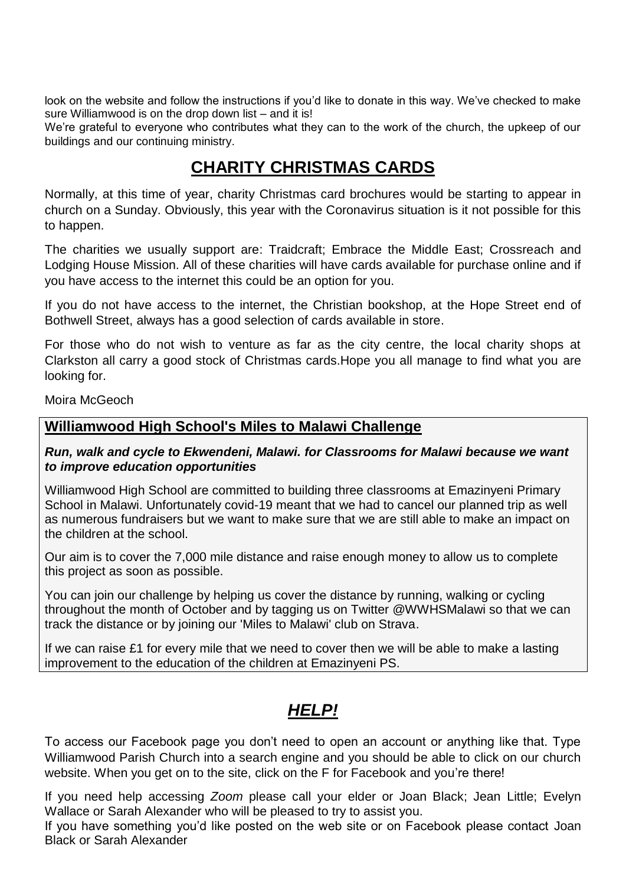look on the website and follow the instructions if you'd like to donate in this way. We've checked to make sure Williamwood is on the drop down list – and it is!

We're grateful to everyone who contributes what they can to the work of the church, the upkeep of our buildings and our continuing ministry.

# CHARITY CHRISTMAS CARDS

Normally, at this time of year, charity Christmas card brochures would be starting to appear in church on a Sunday. Obviously, this year with the Coronavirus situation is it not possible for this to happen.

The charities we usually support are: Traidcraft; Embrace the Middle East; Crossreach and Lodging House Mission. All of these charities will have cards available for purchase online and if you have access to the internet this could be an option for you.

If you do not have access to the internet, the Christian bookshop, at the Hope Street end of Bothwell Street, always has a good selection of cards available in store.

For those who do not wish to venture as far as the city centre, the local charity shops at Clarkston all carry a good stock of Christmas cards.Hope you all manage to find what you are looking for.

Moira McGeoch

## Williamwood High School's Miles to Malawi Challenge

***Run, walk and cycle to Ekwendeni, Malawi. for Classrooms for Malawi because we want to improve education opportunities***

Williamwood High School are committed to building three classrooms at Emazinyeni Primary School in Malawi. Unfortunately covid-19 meant that we had to cancel our planned trip as well as numerous fundraisers but we want to make sure that we are still able to make an impact on the children at the school.

Our aim is to cover the 7,000 mile distance and raise enough money to allow us to complete this project as soon as possible.

You can join our challenge by helping us cover the distance by running, walking or cycling throughout the month of October and by tagging us on Twitter @WWHSMalawi so that we can track the distance or by joining our 'Miles to Malawi' club on Strava.

If we can raise £1 for every mile that we need to cover then we will be able to make a lasting improvement to the education of the children at Emazinyeni PS.

# *HELP!*

To access our Facebook page you don't need to open an account or anything like that. Type Williamwood Parish Church into a search engine and you should be able to click on our church website. When you get on to the site, click on the F for Facebook and you're there!

If you need help accessing *Zoom* please call your elder or Joan Black; Jean Little; Evelyn Wallace or Sarah Alexander who will be pleased to try to assist you.

If you have something you'd like posted on the web site or on Facebook please contact Joan Black or Sarah Alexander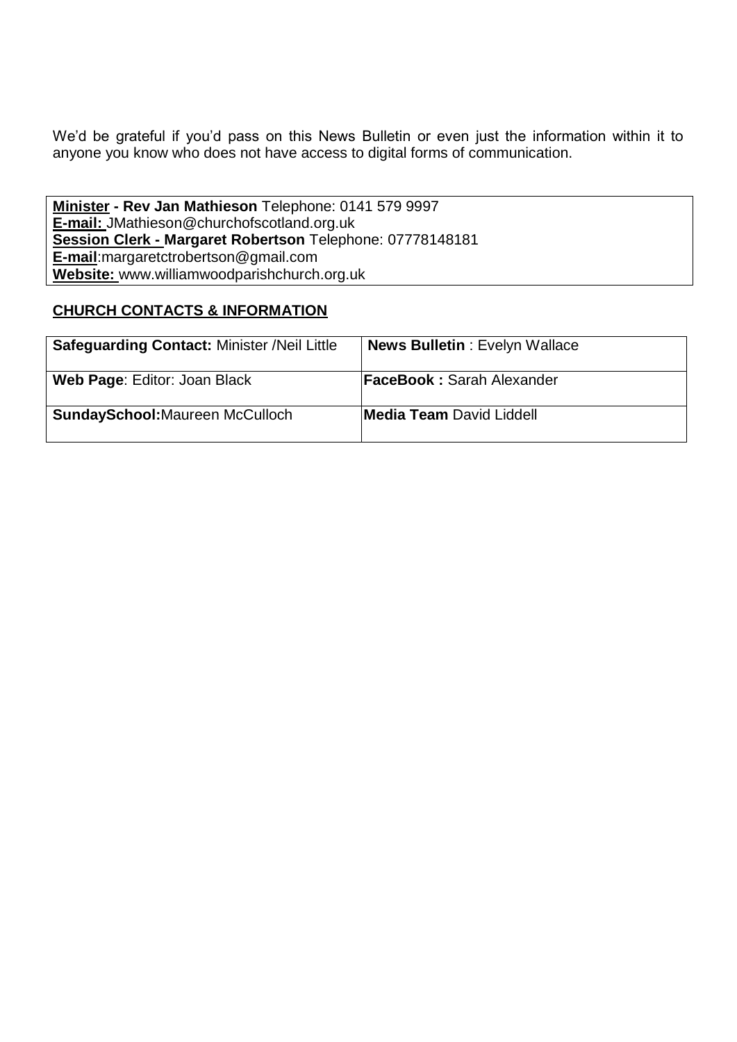We'd be grateful if you'd pass on this News Bulletin or even just the information within it to anyone you know who does not have access to digital forms of communication.

**Minister - Rev Jan Mathieson** Telephone: 0141 579 9997
**E-mail:** JMathieson@churchofscotland.org.uk
**Session Clerk - Margaret Robertson** Telephone: 07778148181
**E-mail**:margaretctrobertson@gmail.com
**Website:** www.williamwoodparishchurch.org.uk

## CHURCH CONTACTS & INFORMATION

| | |
|---|---|
| **Safeguarding Contact:** Minister /Neil Little | **News Bulletin** : Evelyn Wallace |
| **Web Page**: Editor: Joan Black | **FaceBook :** Sarah Alexander |
| **SundaySchool:**Maureen McCulloch | **Media Team** David Liddell |